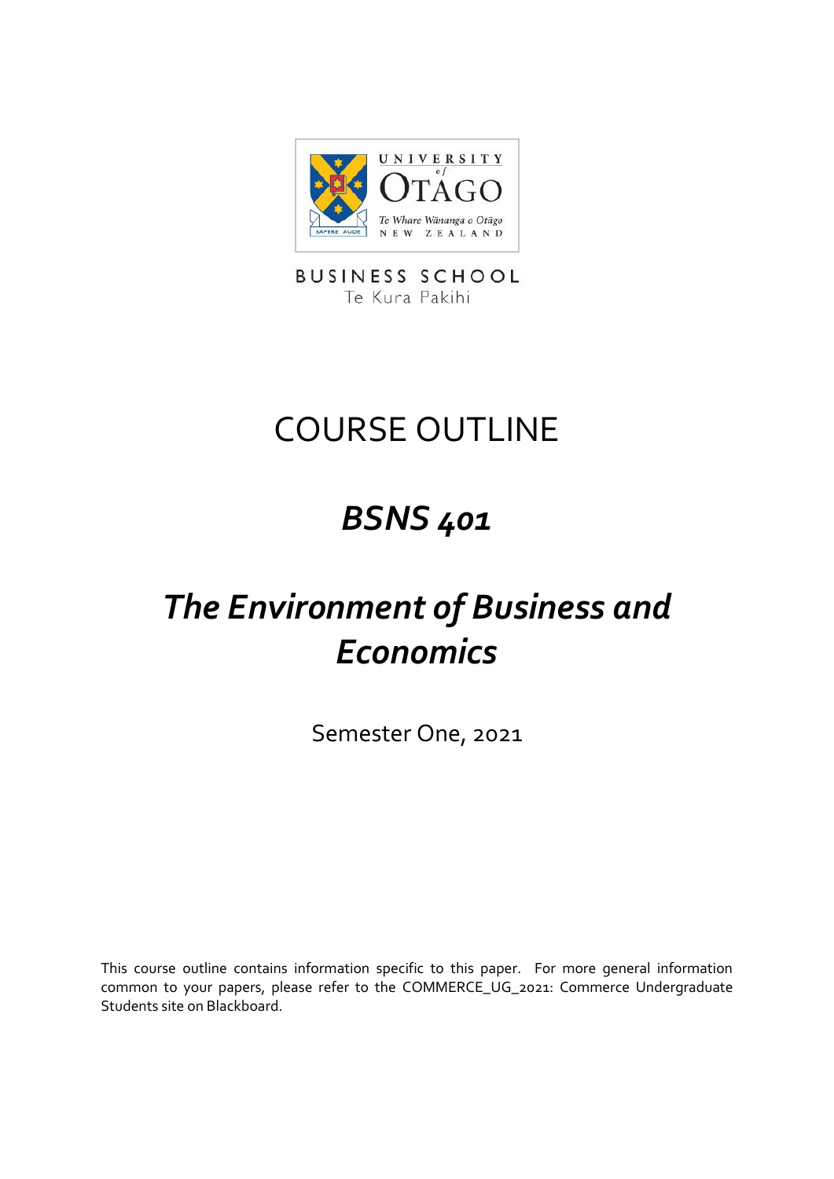UNIVERSITY of OTAGO

Te Whare Wānanga o Otāgo

NEW ZEALAND

BUSINESS SCHOOL

Te Kura Pakihi

# COURSE OUTLINE

# *BSNS 401*

# *The Environment of Business and Economics*

Semester One, 2021

This course outline contains information specific to this paper. For more general information common to your papers, please refer to the COMMERCE_UG_2021: Commerce Undergraduate Students site on Blackboard.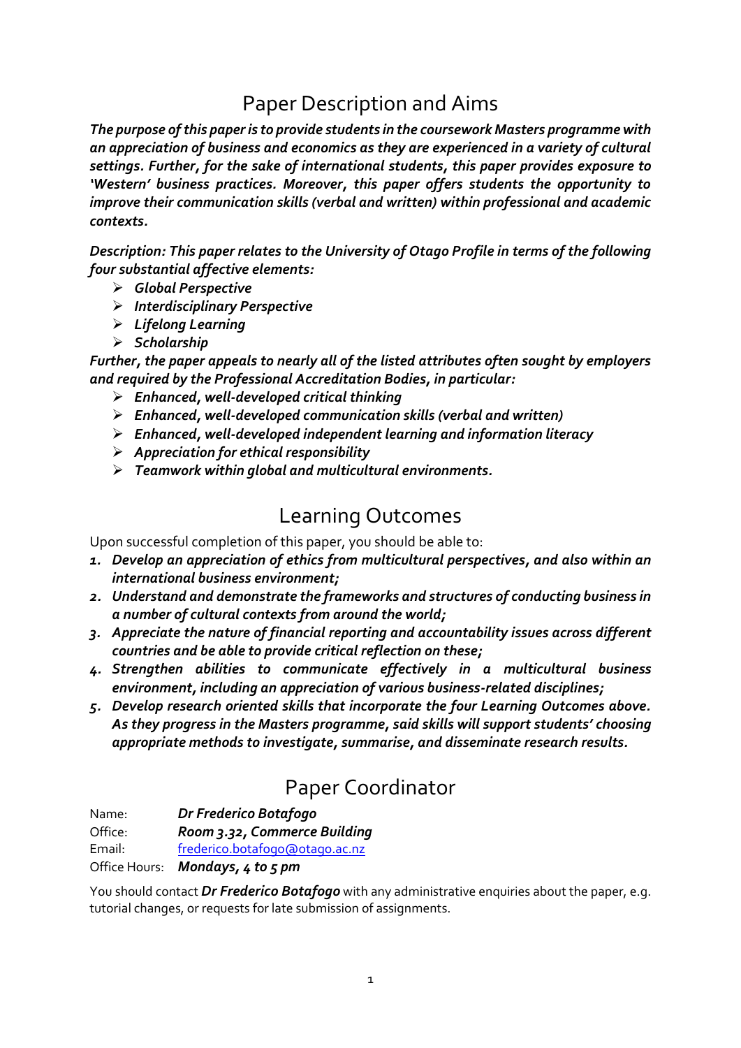## Paper Description and Aims

***The purpose of this paper is to provide students in the coursework Masters programme with an appreciation of business and economics as they are experienced in a variety of cultural settings. Further, for the sake of international students, this paper provides exposure to 'Western' business practices. Moreover, this paper offers students the opportunity to improve their communication skills (verbal and written) within professional and academic contexts.***

***Description: This paper relates to the University of Otago Profile in terms of the following four substantial affective elements:***

- ***Global Perspective***
- ***Interdisciplinary Perspective***
- ***Lifelong Learning***
- ***Scholarship***

***Further, the paper appeals to nearly all of the listed attributes often sought by employers and required by the Professional Accreditation Bodies, in particular:***

- ***Enhanced, well-developed critical thinking***
- ***Enhanced, well-developed communication skills (verbal and written)***
- ***Enhanced, well-developed independent learning and information literacy***
- ***Appreciation for ethical responsibility***
- ***Teamwork within global and multicultural environments.***

## Learning Outcomes

Upon successful completion of this paper, you should be able to:

1. ***Develop an appreciation of ethics from multicultural perspectives, and also within an international business environment;***
2. ***Understand and demonstrate the frameworks and structures of conducting business in a number of cultural contexts from around the world;***
3. ***Appreciate the nature of financial reporting and accountability issues across different countries and be able to provide critical reflection on these;***
4. ***Strengthen abilities to communicate effectively in a multicultural business environment, including an appreciation of various business-related disciplines;***
5. ***Develop research oriented skills that incorporate the four Learning Outcomes above. As they progress in the Masters programme, said skills will support students' choosing appropriate methods to investigate, summarise, and disseminate research results.***

## Paper Coordinator

Name: ***Dr Frederico Botafogo***
Office: ***Room 3.32, Commerce Building***
Email: frederico.botafogo@otago.ac.nz
Office Hours: ***Mondays, 4 to 5 pm***

You should contact ***Dr Frederico Botafogo*** with any administrative enquiries about the paper, e.g. tutorial changes, or requests for late submission of assignments.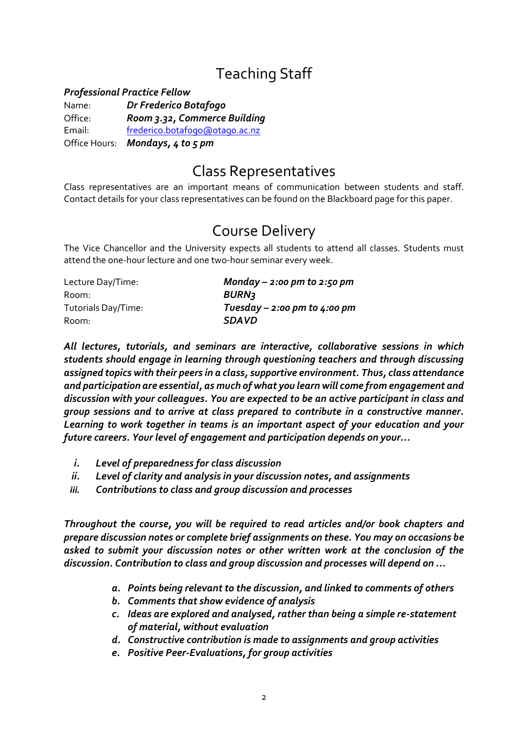# Teaching Staff

***Professional Practice Fellow***

| | |
|---|---|
| Name: | ***Dr Frederico Botafogo*** |
| Office: | ***Room 3.32, Commerce Building*** |
| Email: | frederico.botafogo@otago.ac.nz |
| Office Hours: | ***Mondays, 4 to 5 pm*** |

# Class Representatives

Class representatives are an important means of communication between students and staff. Contact details for your class representatives can be found on the Blackboard page for this paper.

# Course Delivery

The Vice Chancellor and the University expects all students to attend all classes. Students must attend the one-hour lecture and one two-hour seminar every week.

| | |
|---|---|
| Lecture Day/Time: | ***Monday – 2:00 pm to 2:50 pm*** |
| Room: | ***BURN3*** |
| Tutorials Day/Time: | ***Tuesday – 2:00 pm to 4:00 pm*** |
| Room: | ***SDAVD*** |

***All lectures, tutorials, and seminars are interactive, collaborative sessions in which students should engage in learning through questioning teachers and through discussing assigned topics with their peers in a class, supportive environment. Thus, class attendance and participation are essential, as much of what you learn will come from engagement and discussion with your colleagues. You are expected to be an active participant in class and group sessions and to arrive at class prepared to contribute in a constructive manner. Learning to work together in teams is an important aspect of your education and your future careers. Your level of engagement and participation depends on your…***

- ***i. Level of preparedness for class discussion***
- ***ii. Level of clarity and analysis in your discussion notes, and assignments***
- ***iii. Contributions to class and group discussion and processes***

***Throughout the course, you will be required to read articles and/or book chapters and prepare discussion notes or complete brief assignments on these. You may on occasions be asked to submit your discussion notes or other written work at the conclusion of the discussion. Contribution to class and group discussion and processes will depend on …***

- ***a. Points being relevant to the discussion, and linked to comments of others***
- ***b. Comments that show evidence of analysis***
- ***c. Ideas are explored and analysed, rather than being a simple re-statement of material, without evaluation***
- ***d. Constructive contribution is made to assignments and group activities***
- ***e. Positive Peer-Evaluations, for group activities***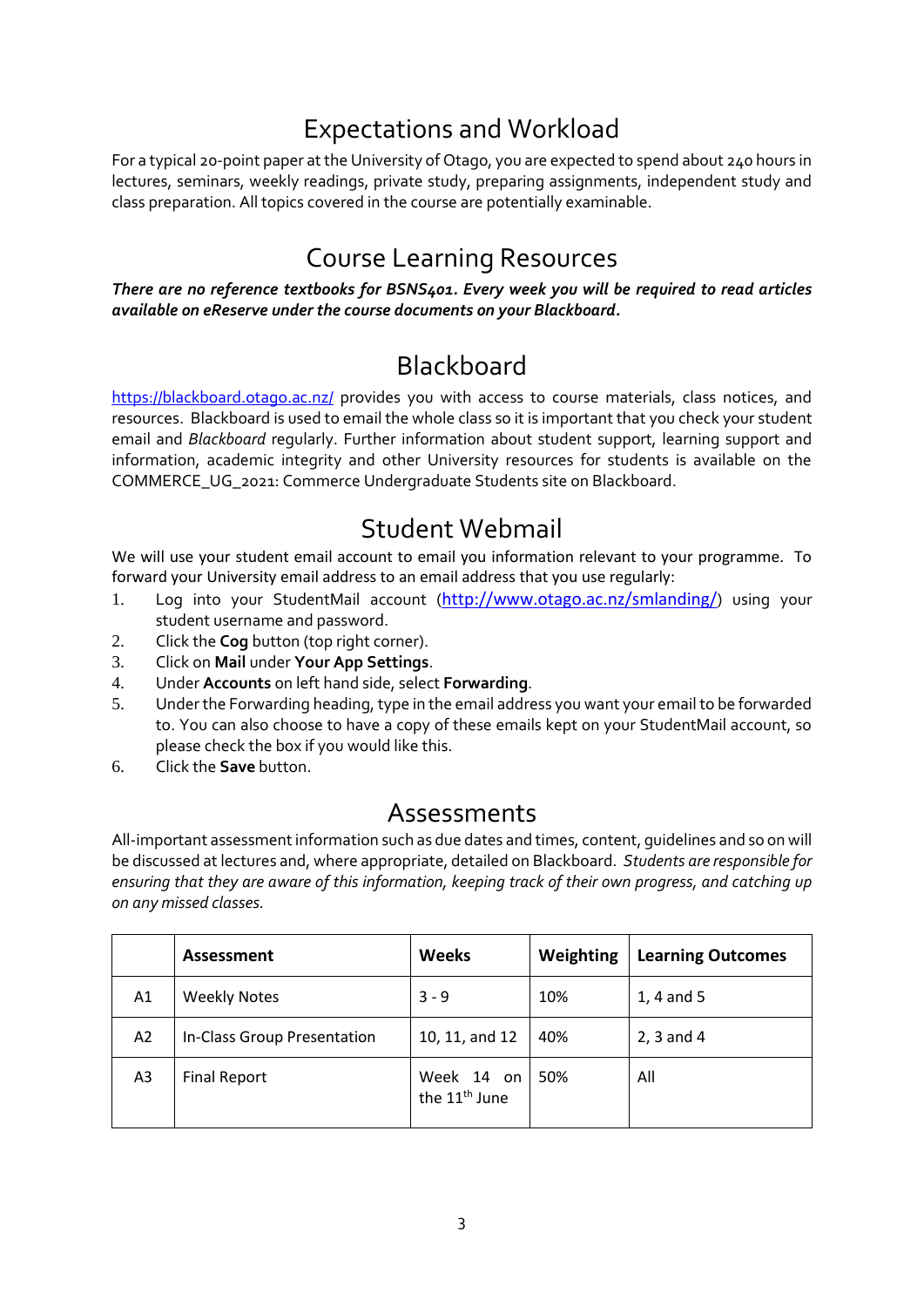## Expectations and Workload

For a typical 20-point paper at the University of Otago, you are expected to spend about 240 hours in lectures, seminars, weekly readings, private study, preparing assignments, independent study and class preparation. All topics covered in the course are potentially examinable.

## Course Learning Resources

***There are no reference textbooks for BSNS401. Every week you will be required to read articles available on eReserve under the course documents on your Blackboard.***

## Blackboard

https://blackboard.otago.ac.nz/ provides you with access to course materials, class notices, and resources. Blackboard is used to email the whole class so it is important that you check your student email and *Blackboard* regularly. Further information about student support, learning support and information, academic integrity and other University resources for students is available on the COMMERCE_UG_2021: Commerce Undergraduate Students site on Blackboard.

## Student Webmail

We will use your student email account to email you information relevant to your programme. To forward your University email address to an email address that you use regularly:

1. Log into your StudentMail account (http://www.otago.ac.nz/smlanding/) using your student username and password.
2. Click the **Cog** button (top right corner).
3. Click on **Mail** under **Your App Settings**.
4. Under **Accounts** on left hand side, select **Forwarding**.
5. Under the Forwarding heading, type in the email address you want your email to be forwarded to. You can also choose to have a copy of these emails kept on your StudentMail account, so please check the box if you would like this.
6. Click the **Save** button.

## Assessments

All-important assessment information such as due dates and times, content, guidelines and so on will be discussed at lectures and, where appropriate, detailed on Blackboard. *Students are responsible for ensuring that they are aware of this information, keeping track of their own progress, and catching up on any missed classes.*

| | Assessment | Weeks | Weighting | Learning Outcomes |
|---|---|---|---|---|
| A1 | Weekly Notes | 3 - 9 | 10% | 1, 4 and 5 |
| A2 | In-Class Group Presentation | 10, 11, and 12 | 40% | 2, 3 and 4 |
| A3 | Final Report | Week 14 on the 11th June | 50% | All |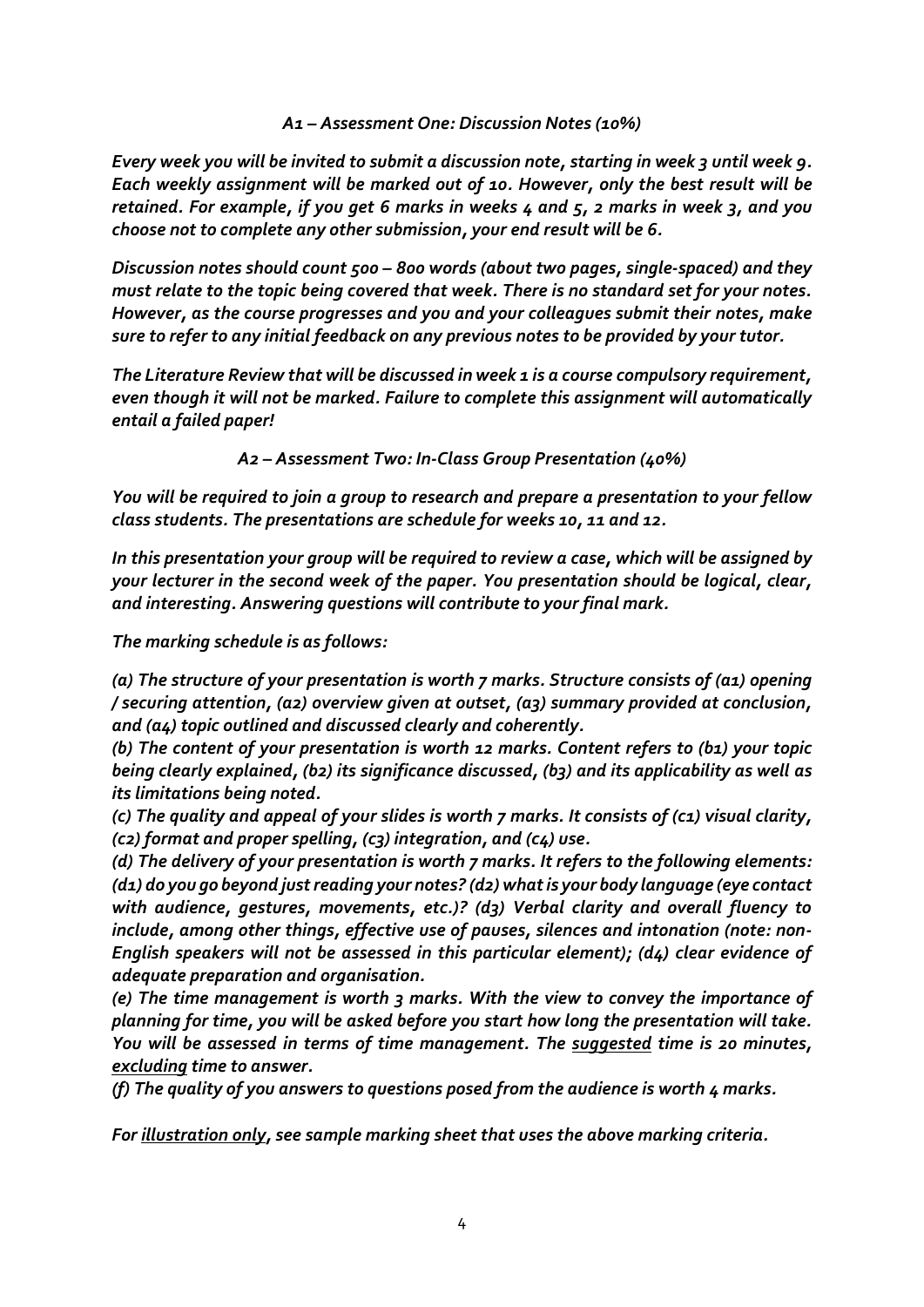### *A1 – Assessment One: Discussion Notes (10%)*

***Every week you will be invited to submit a discussion note, starting in week 3 until week 9. Each weekly assignment will be marked out of 10. However, only the best result will be retained. For example, if you get 6 marks in weeks 4 and 5, 2 marks in week 3, and you choose not to complete any other submission, your end result will be 6.***

***Discussion notes should count 500 – 800 words (about two pages, single-spaced) and they must relate to the topic being covered that week. There is no standard set for your notes. However, as the course progresses and you and your colleagues submit their notes, make sure to refer to any initial feedback on any previous notes to be provided by your tutor.***

***The Literature Review that will be discussed in week 1 is a course compulsory requirement, even though it will not be marked. Failure to complete this assignment will automatically entail a failed paper!***

### *A2 – Assessment Two: In-Class Group Presentation (40%)*

***You will be required to join a group to research and prepare a presentation to your fellow class students. The presentations are schedule for weeks 10, 11 and 12.***

***In this presentation your group will be required to review a case, which will be assigned by your lecturer in the second week of the paper. You presentation should be logical, clear, and interesting. Answering questions will contribute to your final mark.***

***The marking schedule is as follows:***

***(a) The structure of your presentation is worth 7 marks. Structure consists of (a1) opening / securing attention, (a2) overview given at outset, (a3) summary provided at conclusion, and (a4) topic outlined and discussed clearly and coherently.***
***(b) The content of your presentation is worth 12 marks. Content refers to (b1) your topic being clearly explained, (b2) its significance discussed, (b3) and its applicability as well as its limitations being noted.***
***(c) The quality and appeal of your slides is worth 7 marks. It consists of (c1) visual clarity, (c2) format and proper spelling, (c3) integration, and (c4) use.***
***(d) The delivery of your presentation is worth 7 marks. It refers to the following elements: (d1) do you go beyond just reading your notes? (d2) what is your body language (eye contact with audience, gestures, movements, etc.)? (d3) Verbal clarity and overall fluency to include, among other things, effective use of pauses, silences and intonation (note: non-English speakers will not be assessed in this particular element); (d4) clear evidence of adequate preparation and organisation.***
***(e) The time management is worth 3 marks. With the view to convey the importance of planning for time, you will be asked before you start how long the presentation will take. You will be assessed in terms of time management. The <u>suggested</u> time is 20 minutes, <u>excluding</u> time to answer.***
***(f) The quality of you answers to questions posed from the audience is worth 4 marks.***

***For <u>illustration only</u>, see sample marking sheet that uses the above marking criteria.***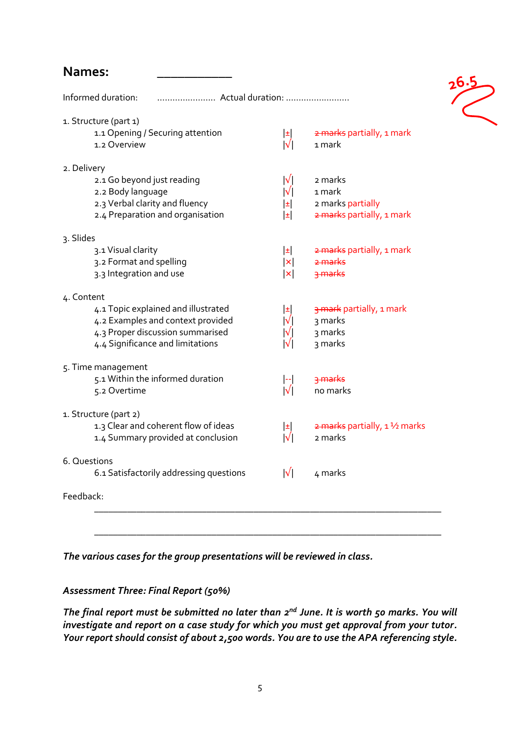**Names:** \_\_\_\_\_\_\_\_\_\_\_\_

26.5

Informed duration: ...................... Actual duration: .........................

1. Structure (part 1)
    - 1.1 Opening / Securing attention |±| ~~2 marks~~ partially, 1 mark
    - 1.2 Overview |√| 1 mark

2. Delivery
    - 2.1 Go beyond just reading |√| 2 marks
    - 2.2 Body language |√| 1 mark
    - 2.3 Verbal clarity and fluency |±| 2 marks partially
    - 2.4 Preparation and organisation |±| ~~2 marks~~ partially, 1 mark

3. Slides
    - 3.1 Visual clarity |±| ~~2 marks~~ partially, 1 mark
    - 3.2 Format and spelling |×| ~~2 marks~~
    - 3.3 Integration and use |×| ~~3 marks~~

4. Content
    - 4.1 Topic explained and illustrated |±| ~~3 mark~~ partially, 1 mark
    - 4.2 Examples and context provided |√| 3 marks
    - 4.3 Proper discussion summarised |√| 3 marks
    - 4.4 Significance and limitations |√| 3 marks

5. Time management
    - 5.1 Within the informed duration |--| ~~3 marks~~
    - 5.2 Overtime |√| no marks

1. Structure (part 2)
    - 1.3 Clear and coherent flow of ideas |±| ~~2 marks~~ partially, 1 ½ marks
    - 1.4 Summary provided at conclusion |√| 2 marks

6. Questions
    - 6.1 Satisfactorily addressing questions |√| 4 marks

Feedback:

\_\_\_\_\_\_\_\_\_\_\_\_\_\_\_\_\_\_\_\_\_\_\_\_\_\_\_\_\_\_\_\_\_\_\_\_\_\_\_\_\_\_\_\_\_\_\_\_\_\_\_\_\_\_\_\_\_\_\_\_

\_\_\_\_\_\_\_\_\_\_\_\_\_\_\_\_\_\_\_\_\_\_\_\_\_\_\_\_\_\_\_\_\_\_\_\_\_\_\_\_\_\_\_\_\_\_\_\_\_\_\_\_\_\_\_\_\_\_\_\_

***The various cases for the group presentations will be reviewed in class.***

***Assessment Three: Final Report (50%)***

***The final report must be submitted no later than 2nd June. It is worth 50 marks. You will investigate and report on a case study for which you must get approval from your tutor. Your report should consist of about 2,500 words. You are to use the APA referencing style.***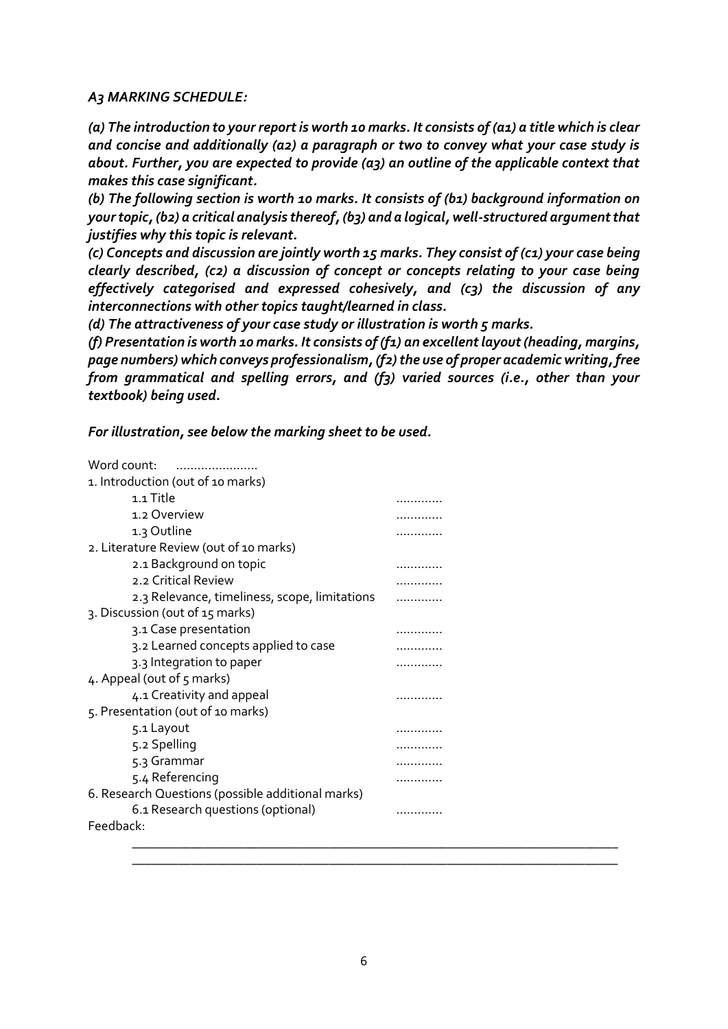***A3 MARKING SCHEDULE:***

***(a) The introduction to your report is worth 10 marks. It consists of (a1) a title which is clear and concise and additionally (a2) a paragraph or two to convey what your case study is about. Further, you are expected to provide (a3) an outline of the applicable context that makes this case significant.***

***(b) The following section is worth 10 marks. It consists of (b1) background information on your topic, (b2) a critical analysis thereof, (b3) and a logical, well-structured argument that justifies why this topic is relevant.***

***(c) Concepts and discussion are jointly worth 15 marks. They consist of (c1) your case being clearly described, (c2) a discussion of concept or concepts relating to your case being effectively categorised and expressed cohesively, and (c3) the discussion of any interconnections with other topics taught/learned in class.***

***(d) The attractiveness of your case study or illustration is worth 5 marks.***

***(f) Presentation is worth 10 marks. It consists of (f1) an excellent layout (heading, margins, page numbers) which conveys professionalism, (f2) the use of proper academic writing, free from grammatical and spelling errors, and (f3) varied sources (i.e., other than your textbook) being used.***

***For illustration, see below the marking sheet to be used.***

Word count: .......................

1. Introduction (out of 10 marks)
    - 1.1 Title ............
    - 1.2 Overview ............
    - 1.3 Outline ............
2. Literature Review (out of 10 marks)
    - 2.1 Background on topic ............
    - 2.2 Critical Review ............
    - 2.3 Relevance, timeliness, scope, limitations ............
3. Discussion (out of 15 marks)
    - 3.1 Case presentation ............
    - 3.2 Learned concepts applied to case ............
    - 3.3 Integration to paper ............
4. Appeal (out of 5 marks)
    - 4.1 Creativity and appeal ............
5. Presentation (out of 10 marks)
    - 5.1 Layout ............
    - 5.2 Spelling ............
    - 5.3 Grammar ............
    - 5.4 Referencing ............
6. Research Questions (possible additional marks)
    - 6.1 Research questions (optional) ............

Feedback:

______________________________________________________________________

______________________________________________________________________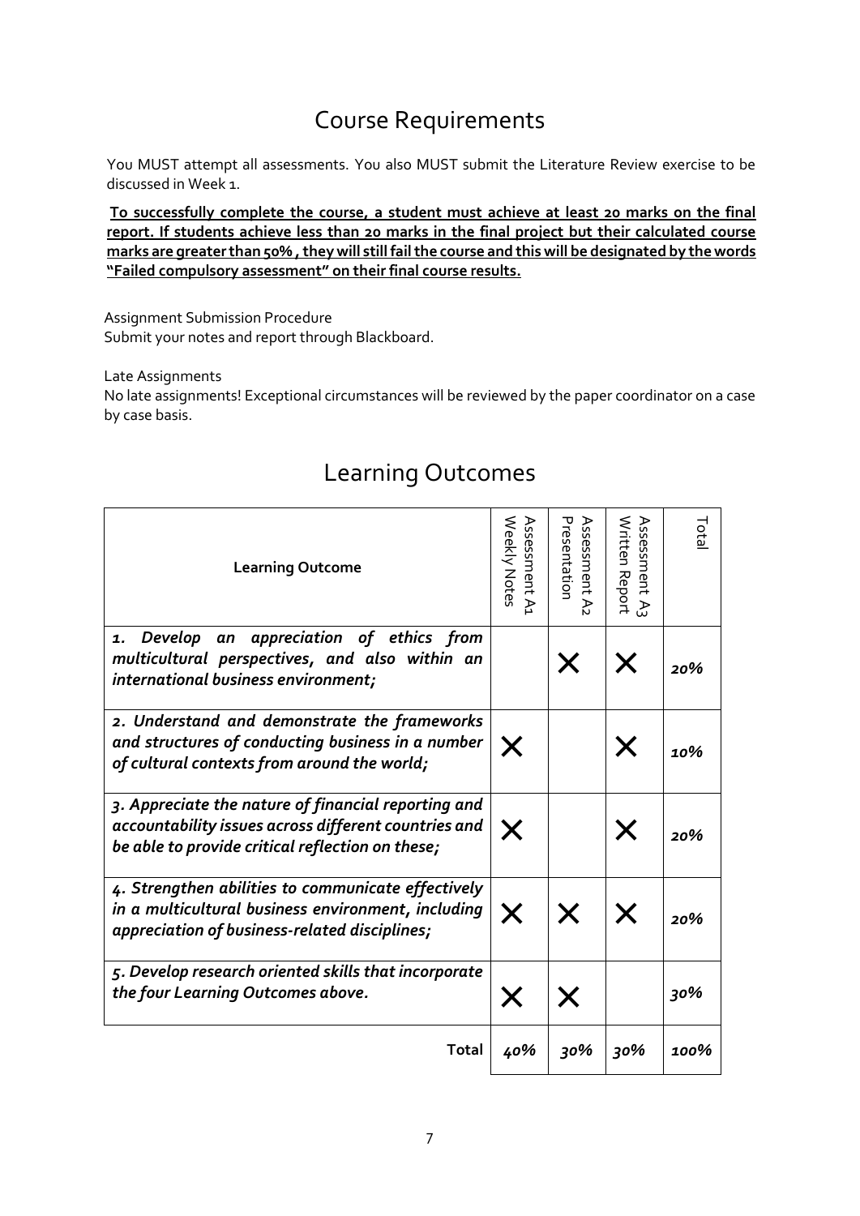# Course Requirements

You MUST attempt all assessments. You also MUST submit the Literature Review exercise to be discussed in Week 1.

**To successfully complete the course, a student must achieve at least 20 marks on the final report. If students achieve less than 20 marks in the final project but their calculated course marks are greater than 50% , they will still fail the course and this will be designated by the words "Failed compulsory assessment" on their final course results.**

Assignment Submission Procedure
Submit your notes and report through Blackboard.

Late Assignments
No late assignments! Exceptional circumstances will be reviewed by the paper coordinator on a case by case basis.

# Learning Outcomes

| **Learning Outcome** | Assessment A1 Weekly Notes | Assessment A2 Presentation | Assessment A3 Written Report | Total |
|---|---|---|---|---|
| *1. Develop an appreciation of ethics from multicultural perspectives, and also within an international business environment;* | | X | X | *20%* |
| *2. Understand and demonstrate the frameworks and structures of conducting business in a number of cultural contexts from around the world;* | X | | X | *10%* |
| *3. Appreciate the nature of financial reporting and accountability issues across different countries and be able to provide critical reflection on these;* | X | | X | *20%* |
| *4. Strengthen abilities to communicate effectively in a multicultural business environment, including appreciation of business-related disciplines;* | X | X | X | *20%* |
| *5. Develop research oriented skills that incorporate the four Learning Outcomes above.* | X | X | | *30%* |
| **Total** | *40%* | *30%* | *30%* | *100%* |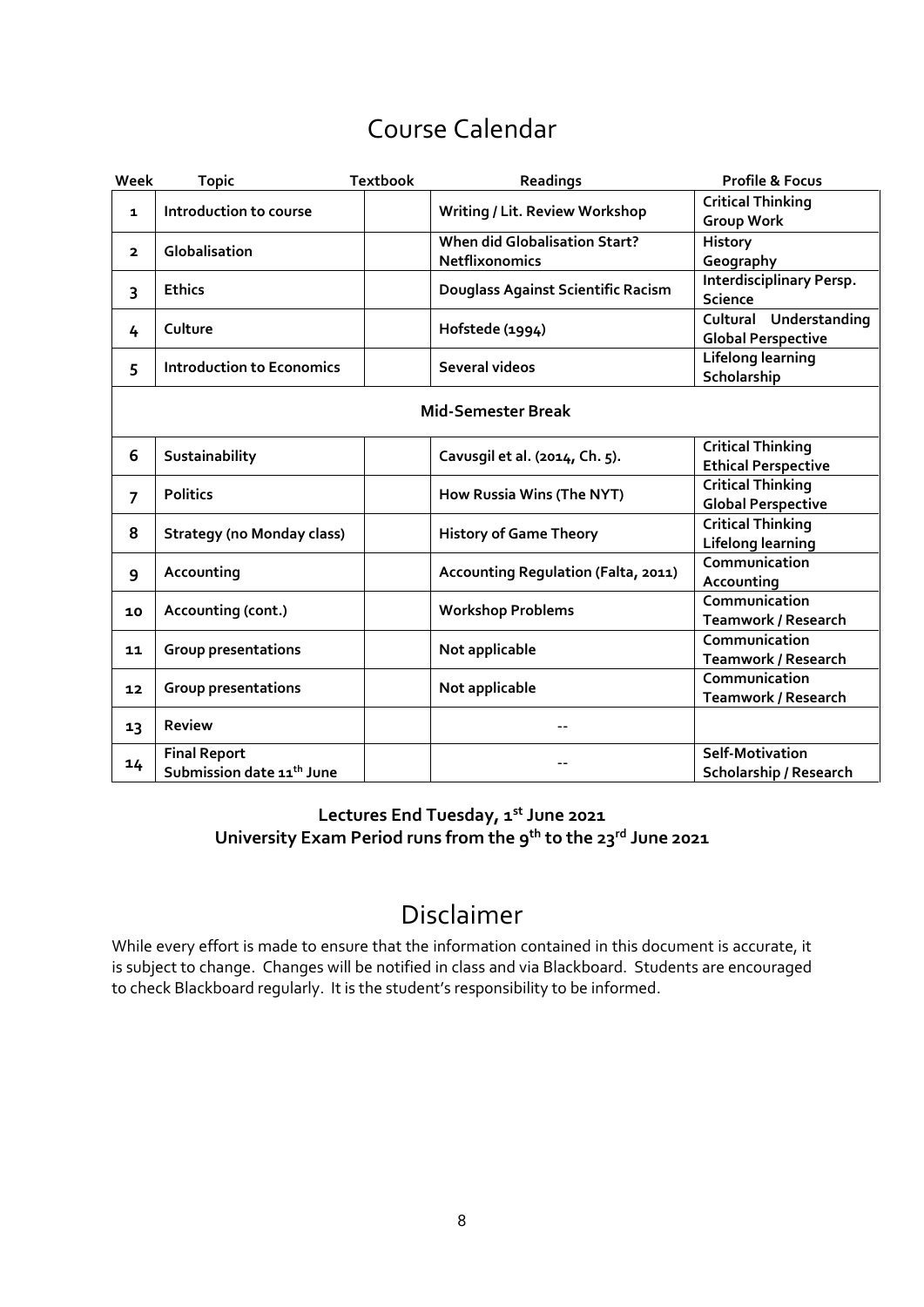# Course Calendar

| Week | Topic | Textbook | Readings | Profile & Focus |
|---|---|---|---|---|
| 1 | Introduction to course | | Writing / Lit. Review Workshop | Critical Thinking<br>Group Work |
| 2 | Globalisation | | When did Globalisation Start?<br>Netflixonomics | History<br>Geography |
| 3 | Ethics | | Douglass Against Scientific Racism | Interdisciplinary Persp.<br>Science |
| 4 | Culture | | Hofstede (1994) | Cultural Understanding<br>Global Perspective |
| 5 | Introduction to Economics | | Several videos | Lifelong learning<br>Scholarship |
| | | Mid-Semester Break | | |
| 6 | Sustainability | | Cavusgil et al. (2014, Ch. 5). | Critical Thinking<br>Ethical Perspective |
| 7 | Politics | | How Russia Wins (The NYT) | Critical Thinking<br>Global Perspective |
| 8 | Strategy (no Monday class) | | History of Game Theory | Critical Thinking<br>Lifelong learning |
| 9 | Accounting | | Accounting Regulation (Falta, 2011) | Communication<br>Accounting |
| 10 | Accounting (cont.) | | Workshop Problems | Communication<br>Teamwork / Research |
| 11 | Group presentations | | Not applicable | Communication<br>Teamwork / Research |
| 12 | Group presentations | | Not applicable | Communication<br>Teamwork / Research |
| 13 | Review | | -- | |
| 14 | Final Report<br>Submission date 11th June | | -- | Self-Motivation<br>Scholarship / Research |

**Lectures End Tuesday, 1st June 2021**
**University Exam Period runs from the 9th to the 23rd June 2021**

# Disclaimer

While every effort is made to ensure that the information contained in this document is accurate, it is subject to change. Changes will be notified in class and via Blackboard. Students are encouraged to check Blackboard regularly. It is the student's responsibility to be informed.